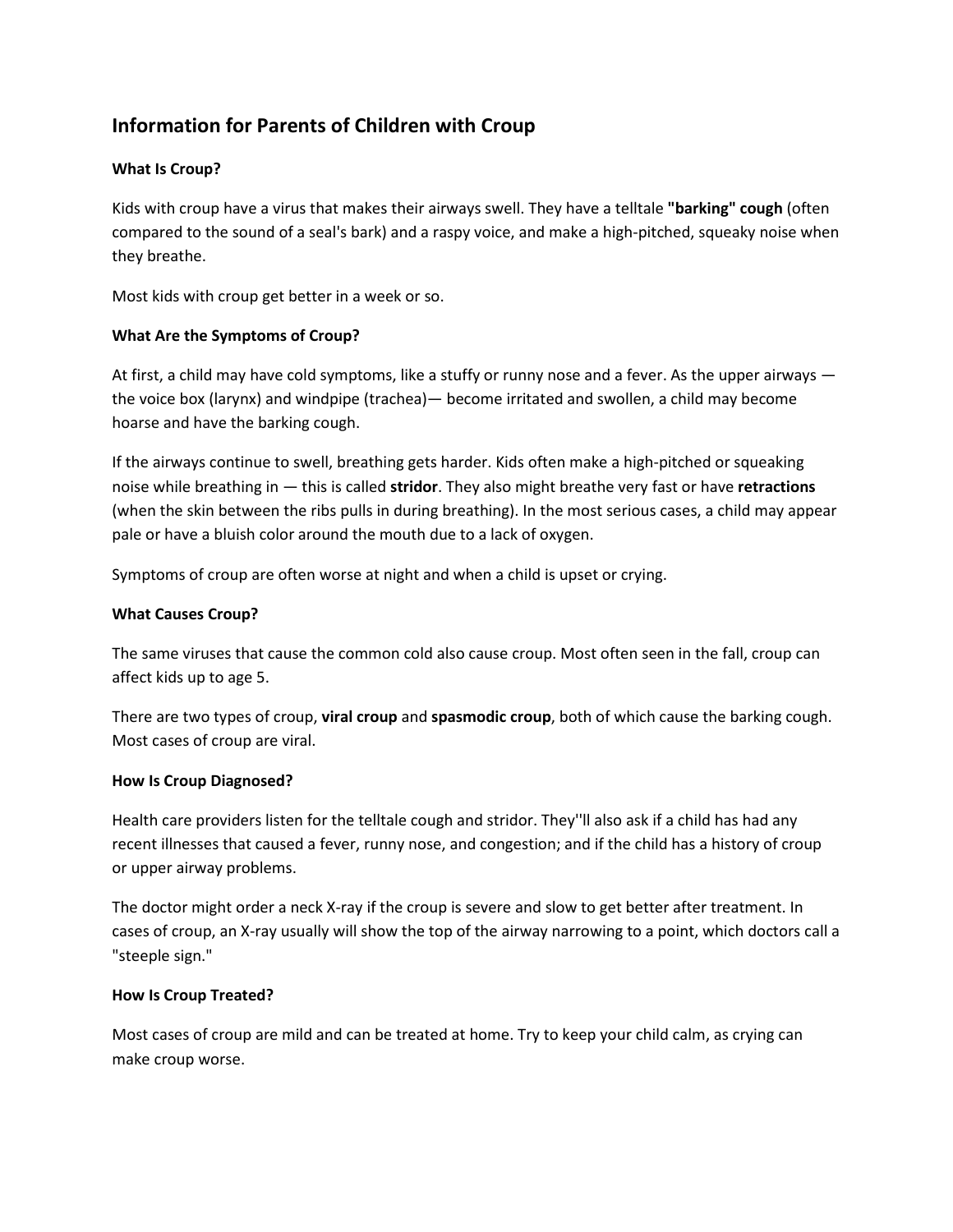# Information for Parents of Children with Croup

### What Is Croup?

Kids with croup have a virus that makes their airways swell. They have a telltale **"barking" cough** (often compared to the sound of a seal's bark) and a raspy voice, and make a high-pitched, squeaky noise when they breathe.

Most kids with croup get better in a week or so.

### What Are the Symptoms of Croup?

At first, a child may have cold symptoms, like a stuffy or runny nose and a fever. As the upper airways — the voice box (larynx) and windpipe (trachea)— become irritated and swollen, a child may become hoarse and have the barking cough.

If the airways continue to swell, breathing gets harder. Kids often make a high-pitched or squeaking noise while breathing in — this is called **stridor**. They also might breathe very fast or have **retractions** (when the skin between the ribs pulls in during breathing). In the most serious cases, a child may appear pale or have a bluish color around the mouth due to a lack of oxygen.

Symptoms of croup are often worse at night and when a child is upset or crying.

### What Causes Croup?

The same viruses that cause the common cold also cause croup. Most often seen in the fall, croup can affect kids up to age 5.

There are two types of croup, **viral croup** and **spasmodic croup**, both of which cause the barking cough. Most cases of croup are viral.

### How Is Croup Diagnosed?

Health care providers listen for the telltale cough and stridor. They''ll also ask if a child has had any recent illnesses that caused a fever, runny nose, and congestion; and if the child has a history of croup or upper airway problems.

The doctor might order a neck X-ray if the croup is severe and slow to get better after treatment. In cases of croup, an X-ray usually will show the top of the airway narrowing to a point, which doctors call a "steeple sign."

### How Is Croup Treated?

Most cases of croup are mild and can be treated at home. Try to keep your child calm, as crying can make croup worse.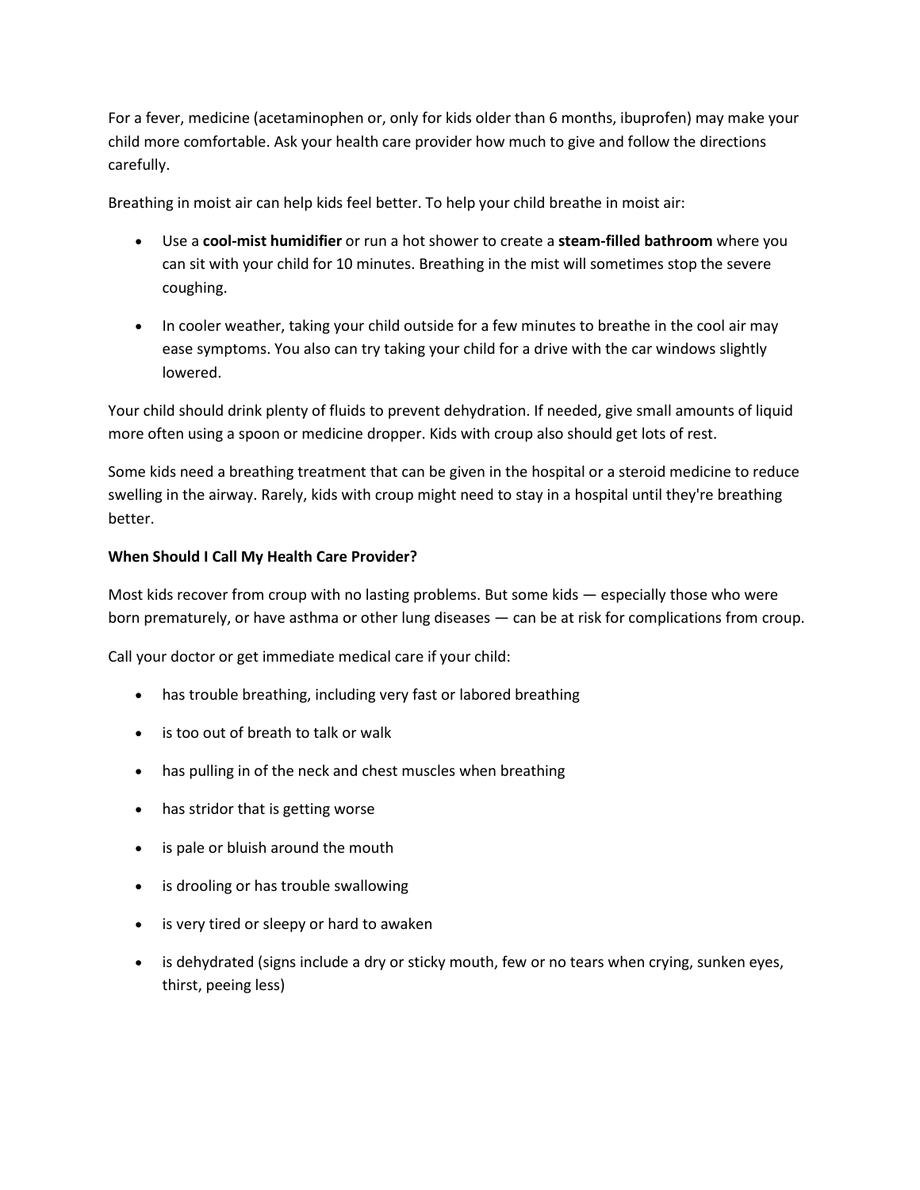For a fever, medicine (acetaminophen or, only for kids older than 6 months, ibuprofen) may make your child more comfortable. Ask your health care provider how much to give and follow the directions carefully.

Breathing in moist air can help kids feel better. To help your child breathe in moist air:

- Use a **cool-mist humidifier** or run a hot shower to create a **steam-filled bathroom** where you can sit with your child for 10 minutes. Breathing in the mist will sometimes stop the severe coughing.
- In cooler weather, taking your child outside for a few minutes to breathe in the cool air may ease symptoms. You also can try taking your child for a drive with the car windows slightly lowered.

Your child should drink plenty of fluids to prevent dehydration. If needed, give small amounts of liquid more often using a spoon or medicine dropper. Kids with croup also should get lots of rest.

Some kids need a breathing treatment that can be given in the hospital or a steroid medicine to reduce swelling in the airway. Rarely, kids with croup might need to stay in a hospital until they're breathing better.

**When Should I Call My Health Care Provider?**

Most kids recover from croup with no lasting problems. But some kids — especially those who were born prematurely, or have asthma or other lung diseases — can be at risk for complications from croup.

Call your doctor or get immediate medical care if your child:

- has trouble breathing, including very fast or labored breathing
- is too out of breath to talk or walk
- has pulling in of the neck and chest muscles when breathing
- has stridor that is getting worse
- is pale or bluish around the mouth
- is drooling or has trouble swallowing
- is very tired or sleepy or hard to awaken
- is dehydrated (signs include a dry or sticky mouth, few or no tears when crying, sunken eyes, thirst, peeing less)